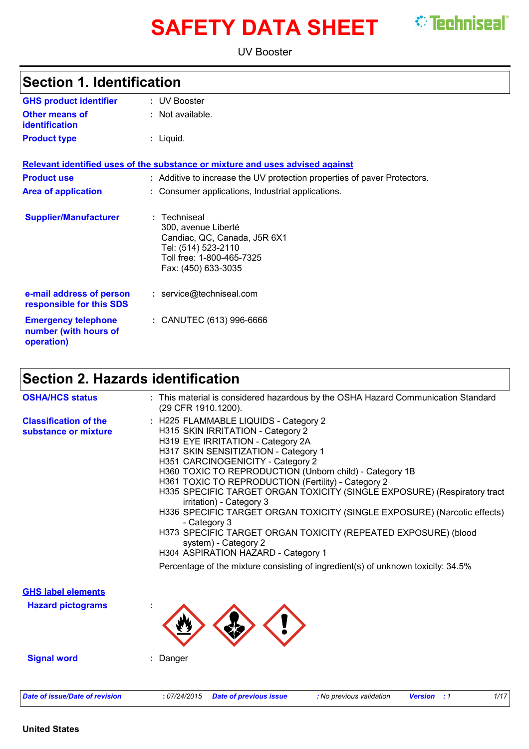# SAFETY DATA SHEET

UV Booster

## Section 1. Identification

**GHS product identifier** : UV Booster

**Other means of identification** : Not available.

**Product type** : Liquid.

**Relevant identified uses of the substance or mixture and uses advised against**

**Product use** : Additive to increase the UV protection properties of paver Protectors.

**Area of application** : Consumer applications, Industrial applications.

**Supplier/Manufacturer** : Techniseal
300, avenue Liberté
Candiac, QC, Canada, J5R 6X1
Tel: (514) 523-2110
Toll free: 1-800-465-7325
Fax: (450) 633-3035

**e-mail address of person responsible for this SDS** : service@techniseal.com

**Emergency telephone number (with hours of operation)** : CANUTEC (613) 996-6666

## Section 2. Hazards identification

**OSHA/HCS status** : This material is considered hazardous by the OSHA Hazard Communication Standard (29 CFR 1910.1200).

**Classification of the substance or mixture** :
H225 FLAMMABLE LIQUIDS - Category 2
H315 SKIN IRRITATION - Category 2
H319 EYE IRRITATION - Category 2A
H317 SKIN SENSITIZATION - Category 1
H351 CARCINOGENICITY - Category 2
H360 TOXIC TO REPRODUCTION (Unborn child) - Category 1B
H361 TOXIC TO REPRODUCTION (Fertility) - Category 2
H335 SPECIFIC TARGET ORGAN TOXICITY (SINGLE EXPOSURE) (Respiratory tract irritation) - Category 3
H336 SPECIFIC TARGET ORGAN TOXICITY (SINGLE EXPOSURE) (Narcotic effects) - Category 3
H373 SPECIFIC TARGET ORGAN TOXICITY (REPEATED EXPOSURE) (blood system) - Category 2
H304 ASPIRATION HAZARD - Category 1

Percentage of the mixture consisting of ingredient(s) of unknown toxicity: 34.5%

**GHS label elements**

**Hazard pictograms** :

**Signal word** : Danger

United States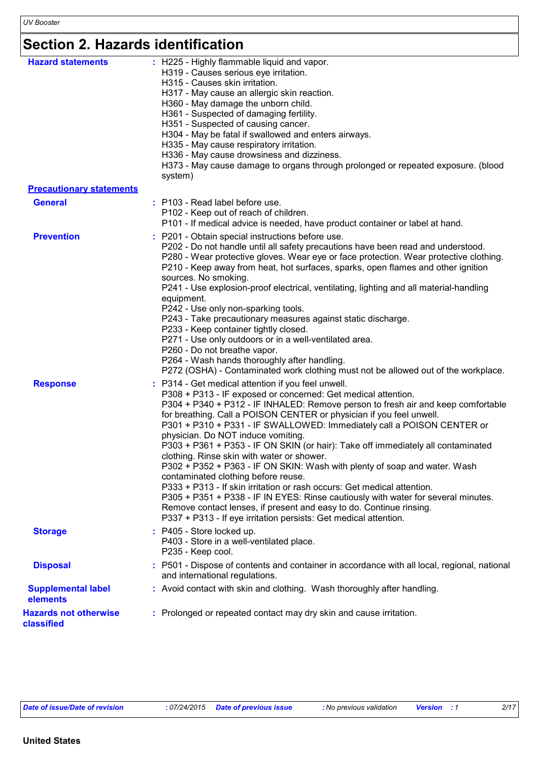## Section 2. Hazards identification

**Hazard statements** :
H225 - Highly flammable liquid and vapor.
H319 - Causes serious eye irritation.
H315 - Causes skin irritation.
H317 - May cause an allergic skin reaction.
H360 - May damage the unborn child.
H361 - Suspected of damaging fertility.
H351 - Suspected of causing cancer.
H304 - May be fatal if swallowed and enters airways.
H335 - May cause respiratory irritation.
H336 - May cause drowsiness and dizziness.
H373 - May cause damage to organs through prolonged or repeated exposure. (blood system)

**Precautionary statements**

**General** :
P103 - Read label before use.
P102 - Keep out of reach of children.
P101 - If medical advice is needed, have product container or label at hand.

**Prevention** :
P201 - Obtain special instructions before use.
P202 - Do not handle until all safety precautions have been read and understood.
P280 - Wear protective gloves. Wear eye or face protection. Wear protective clothing.
P210 - Keep away from heat, hot surfaces, sparks, open flames and other ignition sources. No smoking.
P241 - Use explosion-proof electrical, ventilating, lighting and all material-handling equipment.
P242 - Use only non-sparking tools.
P243 - Take precautionary measures against static discharge.
P233 - Keep container tightly closed.
P271 - Use only outdoors or in a well-ventilated area.
P260 - Do not breathe vapor.
P264 - Wash hands thoroughly after handling.
P272 (OSHA) - Contaminated work clothing must not be allowed out of the workplace.

**Response** :
P314 - Get medical attention if you feel unwell.
P308 + P313 - IF exposed or concerned: Get medical attention.
P304 + P340 + P312 - IF INHALED: Remove person to fresh air and keep comfortable for breathing. Call a POISON CENTER or physician if you feel unwell.
P301 + P310 + P331 - IF SWALLOWED: Immediately call a POISON CENTER or physician. Do NOT induce vomiting.
P303 + P361 + P353 - IF ON SKIN (or hair): Take off immediately all contaminated clothing. Rinse skin with water or shower.
P302 + P352 + P363 - IF ON SKIN: Wash with plenty of soap and water. Wash contaminated clothing before reuse.
P333 + P313 - If skin irritation or rash occurs: Get medical attention.
P305 + P351 + P338 - IF IN EYES: Rinse cautiously with water for several minutes. Remove contact lenses, if present and easy to do. Continue rinsing.
P337 + P313 - If eye irritation persists: Get medical attention.

**Storage** :
P405 - Store locked up.
P403 - Store in a well-ventilated place.
P235 - Keep cool.

**Disposal** :
P501 - Dispose of contents and container in accordance with all local, regional, national and international regulations.

**Supplemental label elements** : Avoid contact with skin and clothing. Wash thoroughly after handling.

**Hazards not otherwise classified** : Prolonged or repeated contact may dry skin and cause irritation.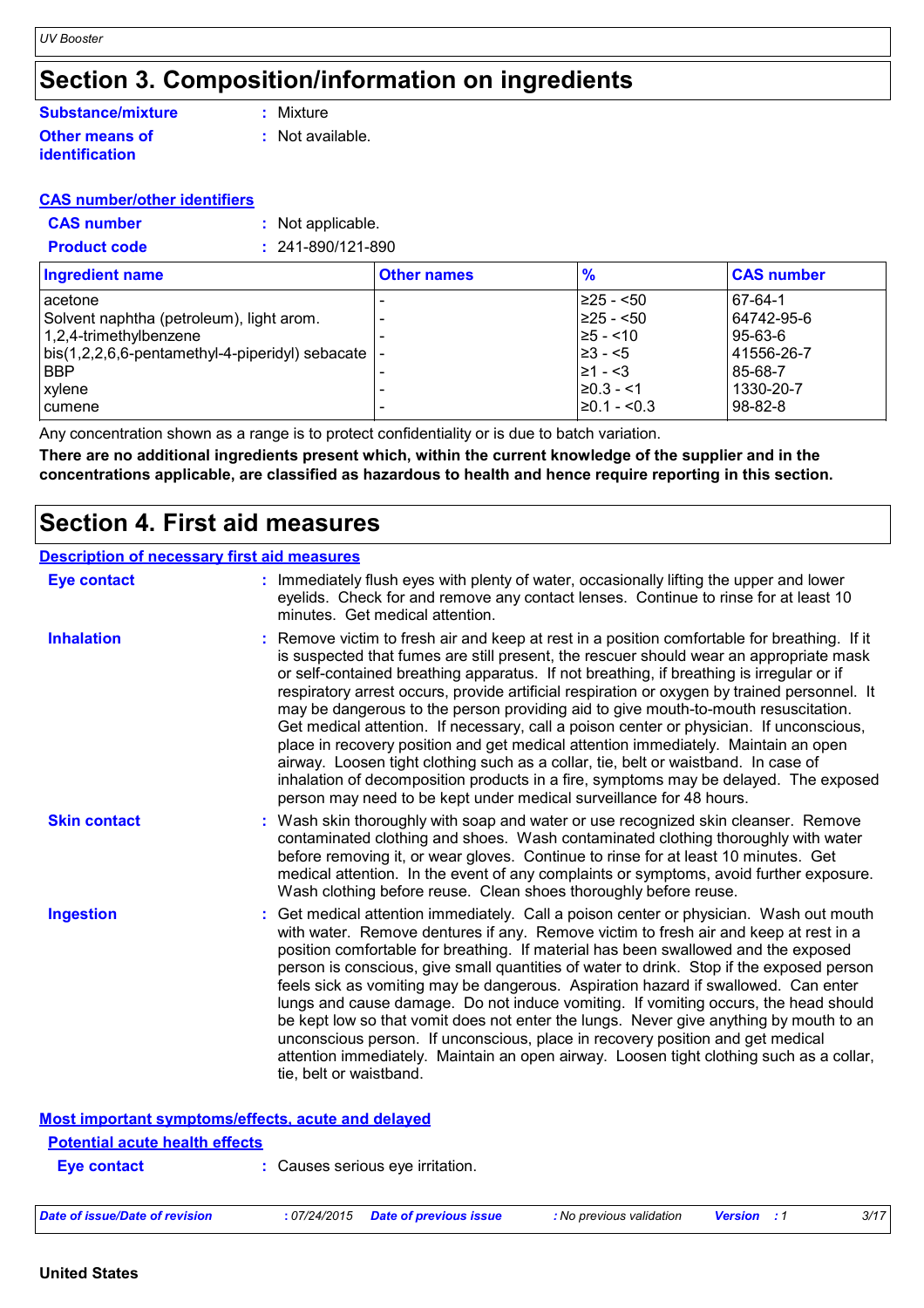# Section 3. Composition/information on ingredients

**Substance/mixture** : Mixture

**Other means of identification** : Not available.

**CAS number/other identifiers**

**CAS number** : Not applicable.

**Product code** : 241-890/121-890

| Ingredient name | Other names | % | CAS number |
|---|---|---|---|
| acetone | - | ≥25 - <50 | 67-64-1 |
| Solvent naphtha (petroleum), light arom. | - | ≥25 - <50 | 64742-95-6 |
| 1,2,4-trimethylbenzene | - | ≥5 - <10 | 95-63-6 |
| bis(1,2,2,6,6-pentamethyl-4-piperidyl) sebacate | - | ≥3 - <5 | 41556-26-7 |
| BBP | - | ≥1 - <3 | 85-68-7 |
| xylene | - | ≥0.3 - <1 | 1330-20-7 |
| cumene | - | ≥0.1 - <0.3 | 98-82-8 |

Any concentration shown as a range is to protect confidentiality or is due to batch variation.

**There are no additional ingredients present which, within the current knowledge of the supplier and in the concentrations applicable, are classified as hazardous to health and hence require reporting in this section.**

# Section 4. First aid measures

**Description of necessary first aid measures**

**Eye contact** : Immediately flush eyes with plenty of water, occasionally lifting the upper and lower eyelids. Check for and remove any contact lenses. Continue to rinse for at least 10 minutes. Get medical attention.

**Inhalation** : Remove victim to fresh air and keep at rest in a position comfortable for breathing. If it is suspected that fumes are still present, the rescuer should wear an appropriate mask or self-contained breathing apparatus. If not breathing, if breathing is irregular or if respiratory arrest occurs, provide artificial respiration or oxygen by trained personnel. It may be dangerous to the person providing aid to give mouth-to-mouth resuscitation. Get medical attention. If necessary, call a poison center or physician. If unconscious, place in recovery position and get medical attention immediately. Maintain an open airway. Loosen tight clothing such as a collar, tie, belt or waistband. In case of inhalation of decomposition products in a fire, symptoms may be delayed. The exposed person may need to be kept under medical surveillance for 48 hours.

**Skin contact** : Wash skin thoroughly with soap and water or use recognized skin cleanser. Remove contaminated clothing and shoes. Wash contaminated clothing thoroughly with water before removing it, or wear gloves. Continue to rinse for at least 10 minutes. Get medical attention. In the event of any complaints or symptoms, avoid further exposure. Wash clothing before reuse. Clean shoes thoroughly before reuse.

**Ingestion** : Get medical attention immediately. Call a poison center or physician. Wash out mouth with water. Remove dentures if any. Remove victim to fresh air and keep at rest in a position comfortable for breathing. If material has been swallowed and the exposed person is conscious, give small quantities of water to drink. Stop if the exposed person feels sick as vomiting may be dangerous. Aspiration hazard if swallowed. Can enter lungs and cause damage. Do not induce vomiting. If vomiting occurs, the head should be kept low so that vomit does not enter the lungs. Never give anything by mouth to an unconscious person. If unconscious, place in recovery position and get medical attention immediately. Maintain an open airway. Loosen tight clothing such as a collar, tie, belt or waistband.

**Most important symptoms/effects, acute and delayed**

**Potential acute health effects**

**Eye contact** : Causes serious eye irritation.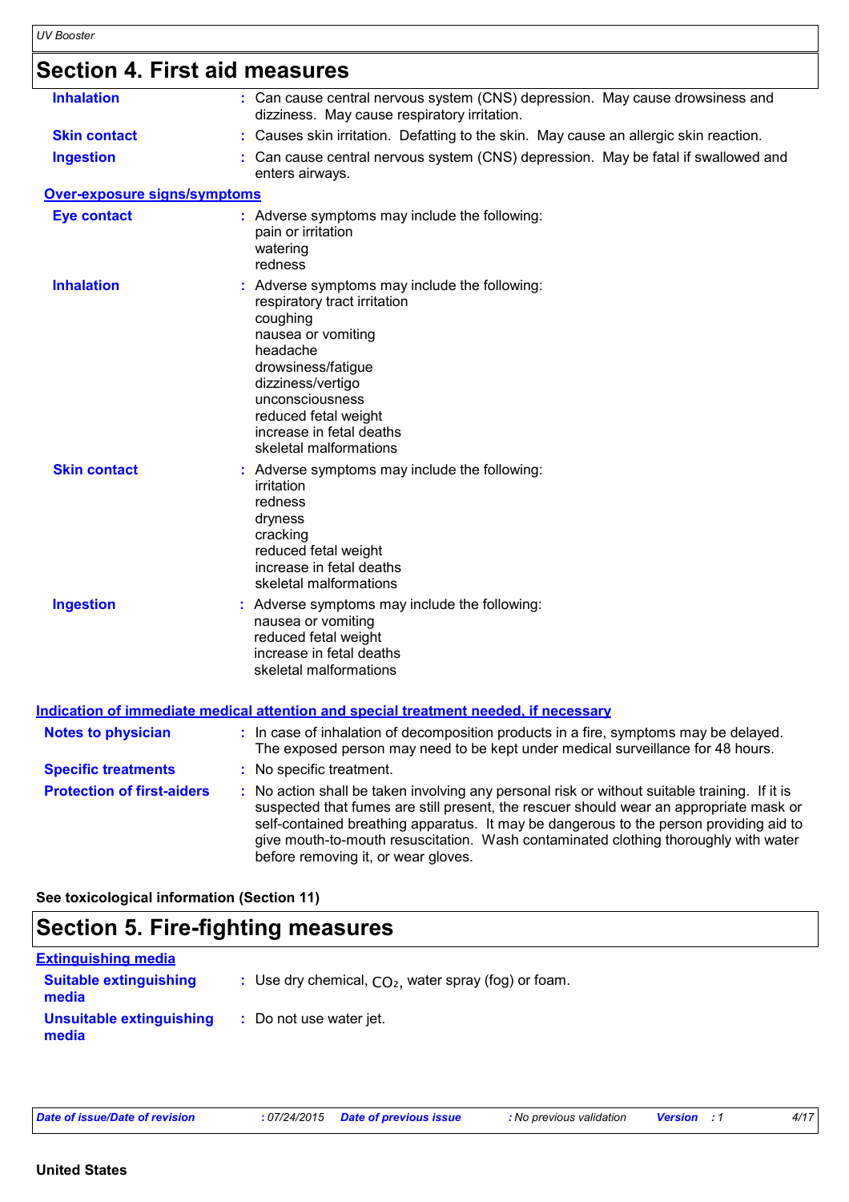## Section 4. First aid measures

| | |
|---|---|
| **Inhalation** | : Can cause central nervous system (CNS) depression. May cause drowsiness and dizziness. May cause respiratory irritation. |
| **Skin contact** | : Causes skin irritation. Defatting to the skin. May cause an allergic skin reaction. |
| **Ingestion** | : Can cause central nervous system (CNS) depression. May be fatal if swallowed and enters airways. |

### Over-exposure signs/symptoms

| | |
|---|---|
| **Eye contact** | : Adverse symptoms may include the following:<br>pain or irritation<br>watering<br>redness |
| **Inhalation** | : Adverse symptoms may include the following:<br>respiratory tract irritation<br>coughing<br>nausea or vomiting<br>headache<br>drowsiness/fatigue<br>dizziness/vertigo<br>unconsciousness<br>reduced fetal weight<br>increase in fetal deaths<br>skeletal malformations |
| **Skin contact** | : Adverse symptoms may include the following:<br>irritation<br>redness<br>dryness<br>cracking<br>reduced fetal weight<br>increase in fetal deaths<br>skeletal malformations |
| **Ingestion** | : Adverse symptoms may include the following:<br>nausea or vomiting<br>reduced fetal weight<br>increase in fetal deaths<br>skeletal malformations |

### Indication of immediate medical attention and special treatment needed, if necessary

| | |
|---|---|
| **Notes to physician** | : In case of inhalation of decomposition products in a fire, symptoms may be delayed. The exposed person may need to be kept under medical surveillance for 48 hours. |
| **Specific treatments** | : No specific treatment. |
| **Protection of first-aiders** | : No action shall be taken involving any personal risk or without suitable training. If it is suspected that fumes are still present, the rescuer should wear an appropriate mask or self-contained breathing apparatus. It may be dangerous to the person providing aid to give mouth-to-mouth resuscitation. Wash contaminated clothing thoroughly with water before removing it, or wear gloves. |

**See toxicological information (Section 11)**

## Section 5. Fire-fighting measures

### Extinguishing media

| | |
|---|---|
| **Suitable extinguishing media** | : Use dry chemical, $CO_2$, water spray (fog) or foam. |
| **Unsuitable extinguishing media** | : Do not use water jet. |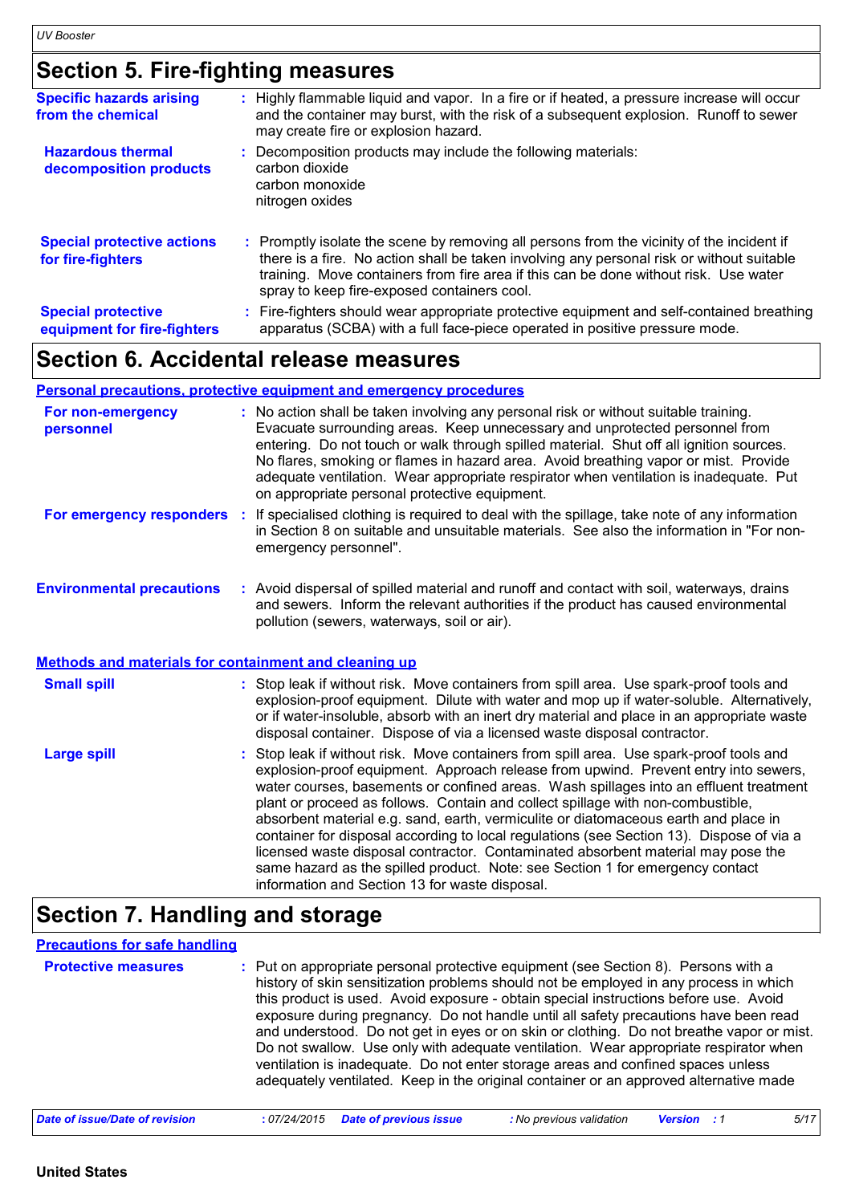## Section 5. Fire-fighting measures

**Specific hazards arising from the chemical** : Highly flammable liquid and vapor. In a fire or if heated, a pressure increase will occur and the container may burst, with the risk of a subsequent explosion. Runoff to sewer may create fire or explosion hazard.

**Hazardous thermal decomposition products** : Decomposition products may include the following materials:
carbon dioxide
carbon monoxide
nitrogen oxides

**Special protective actions for fire-fighters** : Promptly isolate the scene by removing all persons from the vicinity of the incident if there is a fire. No action shall be taken involving any personal risk or without suitable training. Move containers from fire area if this can be done without risk. Use water spray to keep fire-exposed containers cool.

**Special protective equipment for fire-fighters** : Fire-fighters should wear appropriate protective equipment and self-contained breathing apparatus (SCBA) with a full face-piece operated in positive pressure mode.

## Section 6. Accidental release measures

### Personal precautions, protective equipment and emergency procedures

**For non-emergency personnel** : No action shall be taken involving any personal risk or without suitable training. Evacuate surrounding areas. Keep unnecessary and unprotected personnel from entering. Do not touch or walk through spilled material. Shut off all ignition sources. No flares, smoking or flames in hazard area. Avoid breathing vapor or mist. Provide adequate ventilation. Wear appropriate respirator when ventilation is inadequate. Put on appropriate personal protective equipment.

**For emergency responders** : If specialised clothing is required to deal with the spillage, take note of any information in Section 8 on suitable and unsuitable materials. See also the information in "For non-emergency personnel".

**Environmental precautions** : Avoid dispersal of spilled material and runoff and contact with soil, waterways, drains and sewers. Inform the relevant authorities if the product has caused environmental pollution (sewers, waterways, soil or air).

### Methods and materials for containment and cleaning up

**Small spill** : Stop leak if without risk. Move containers from spill area. Use spark-proof tools and explosion-proof equipment. Dilute with water and mop up if water-soluble. Alternatively, or if water-insoluble, absorb with an inert dry material and place in an appropriate waste disposal container. Dispose of via a licensed waste disposal contractor.

**Large spill** : Stop leak if without risk. Move containers from spill area. Use spark-proof tools and explosion-proof equipment. Approach release from upwind. Prevent entry into sewers, water courses, basements or confined areas. Wash spillages into an effluent treatment plant or proceed as follows. Contain and collect spillage with non-combustible, absorbent material e.g. sand, earth, vermiculite or diatomaceous earth and place in container for disposal according to local regulations (see Section 13). Dispose of via a licensed waste disposal contractor. Contaminated absorbent material may pose the same hazard as the spilled product. Note: see Section 1 for emergency contact information and Section 13 for waste disposal.

## Section 7. Handling and storage

### Precautions for safe handling

**Protective measures** : Put on appropriate personal protective equipment (see Section 8). Persons with a history of skin sensitization problems should not be employed in any process in which this product is used. Avoid exposure - obtain special instructions before use. Avoid exposure during pregnancy. Do not handle until all safety precautions have been read and understood. Do not get in eyes or on skin or clothing. Do not breathe vapor or mist. Do not swallow. Use only with adequate ventilation. Wear appropriate respirator when ventilation is inadequate. Do not enter storage areas and confined spaces unless adequately ventilated. Keep in the original container or an approved alternative made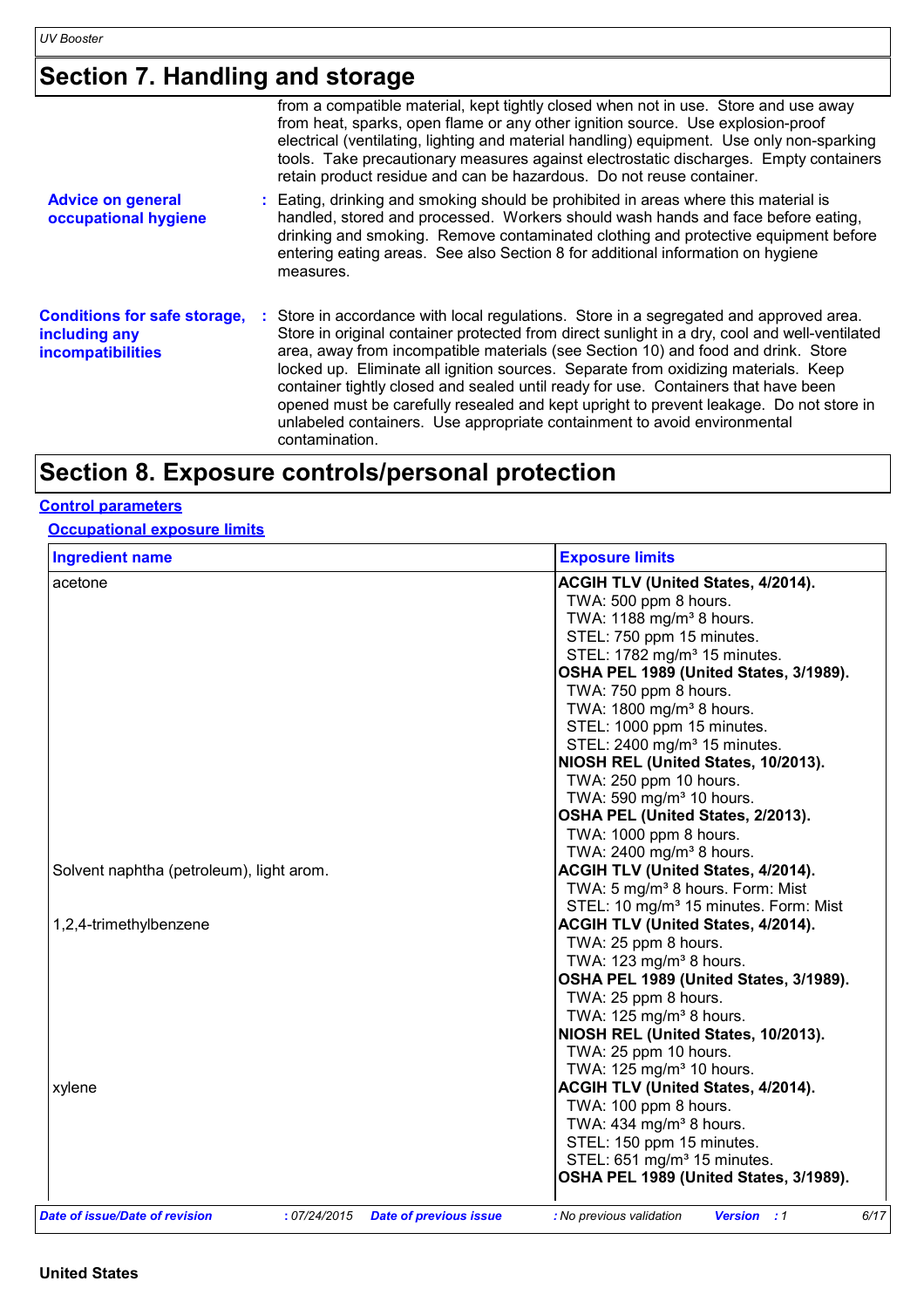## Section 7. Handling and storage

from a compatible material, kept tightly closed when not in use. Store and use away from heat, sparks, open flame or any other ignition source. Use explosion-proof electrical (ventilating, lighting and material handling) equipment. Use only non-sparking tools. Take precautionary measures against electrostatic discharges. Empty containers retain product residue and can be hazardous. Do not reuse container.

**Advice on general occupational hygiene** : Eating, drinking and smoking should be prohibited in areas where this material is handled, stored and processed. Workers should wash hands and face before eating, drinking and smoking. Remove contaminated clothing and protective equipment before entering eating areas. See also Section 8 for additional information on hygiene measures.

**Conditions for safe storage, including any incompatibilities** : Store in accordance with local regulations. Store in a segregated and approved area. Store in original container protected from direct sunlight in a dry, cool and well-ventilated area, away from incompatible materials (see Section 10) and food and drink. Store locked up. Eliminate all ignition sources. Separate from oxidizing materials. Keep container tightly closed and sealed until ready for use. Containers that have been opened must be carefully resealed and kept upright to prevent leakage. Do not store in unlabeled containers. Use appropriate containment to avoid environmental contamination.

## Section 8. Exposure controls/personal protection

### Control parameters

#### Occupational exposure limits

| Ingredient name | Exposure limits |
|---|---|
| acetone | **ACGIH TLV (United States, 4/2014).**<br>TWA: 500 ppm 8 hours.<br>TWA: 1188 mg/m³ 8 hours.<br>STEL: 750 ppm 15 minutes.<br>STEL: 1782 mg/m³ 15 minutes.<br>**OSHA PEL 1989 (United States, 3/1989).**<br>TWA: 750 ppm 8 hours.<br>TWA: 1800 mg/m³ 8 hours.<br>STEL: 1000 ppm 15 minutes.<br>STEL: 2400 mg/m³ 15 minutes.<br>**NIOSH REL (United States, 10/2013).**<br>TWA: 250 ppm 10 hours.<br>TWA: 590 mg/m³ 10 hours.<br>**OSHA PEL (United States, 2/2013).**<br>TWA: 1000 ppm 8 hours.<br>TWA: 2400 mg/m³ 8 hours. |
| Solvent naphtha (petroleum), light arom. | **ACGIH TLV (United States, 4/2014).**<br>TWA: 5 mg/m³ 8 hours. Form: Mist<br>STEL: 10 mg/m³ 15 minutes. Form: Mist |
| 1,2,4-trimethylbenzene | **ACGIH TLV (United States, 4/2014).**<br>TWA: 25 ppm 8 hours.<br>TWA: 123 mg/m³ 8 hours.<br>**OSHA PEL 1989 (United States, 3/1989).**<br>TWA: 25 ppm 8 hours.<br>TWA: 125 mg/m³ 8 hours.<br>**NIOSH REL (United States, 10/2013).**<br>TWA: 25 ppm 10 hours.<br>TWA: 125 mg/m³ 10 hours. |
| xylene | **ACGIH TLV (United States, 4/2014).**<br>TWA: 100 ppm 8 hours.<br>TWA: 434 mg/m³ 8 hours.<br>STEL: 150 ppm 15 minutes.<br>STEL: 651 mg/m³ 15 minutes.<br>**OSHA PEL 1989 (United States, 3/1989).** |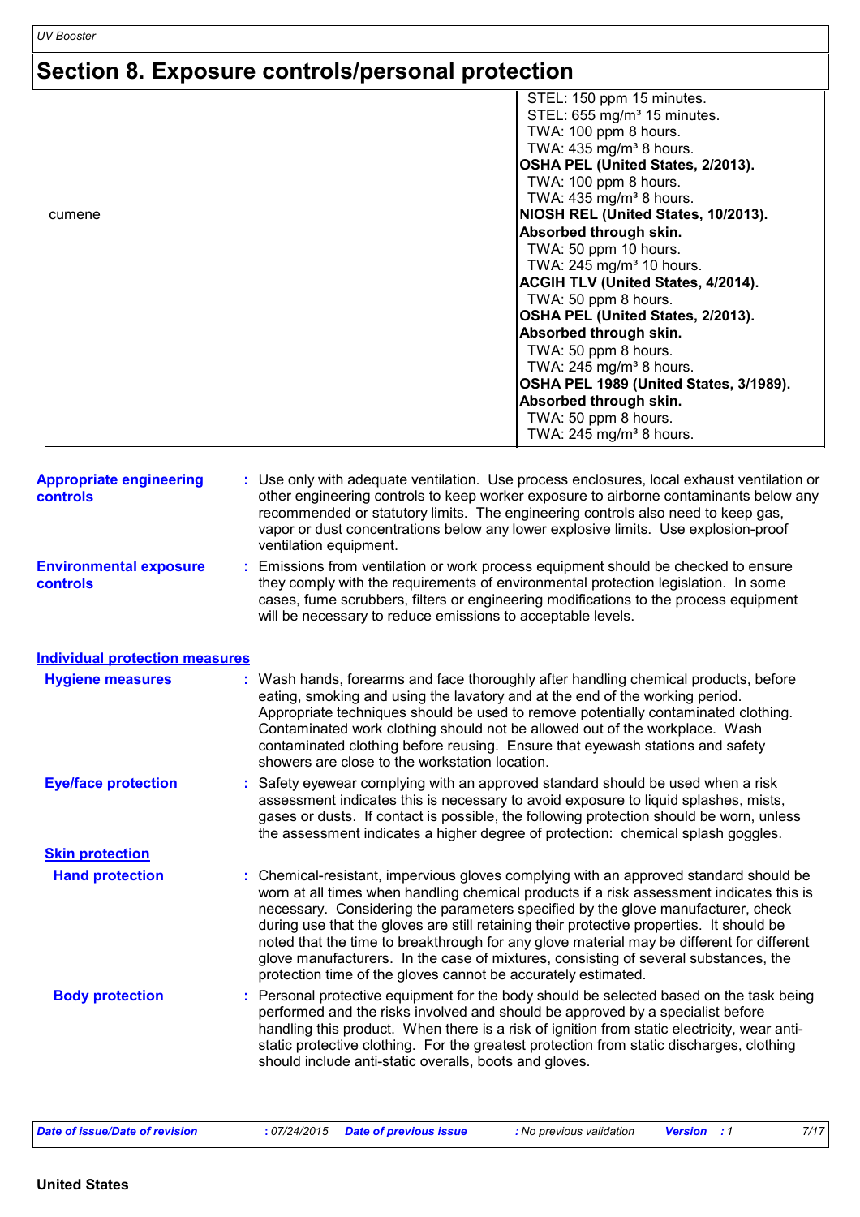# Section 8. Exposure controls/personal protection

| | |
|---|---|
| cumene | STEL: 150 ppm 15 minutes.<br>STEL: 655 mg/m³ 15 minutes.<br>TWA: 100 ppm 8 hours.<br>TWA: 435 mg/m³ 8 hours.<br>**OSHA PEL (United States, 2/2013).**<br>TWA: 100 ppm 8 hours.<br>TWA: 435 mg/m³ 8 hours.<br>**NIOSH REL (United States, 10/2013).**<br>**Absorbed through skin.**<br>TWA: 50 ppm 10 hours.<br>TWA: 245 mg/m³ 10 hours.<br>**ACGIH TLV (United States, 4/2014).**<br>TWA: 50 ppm 8 hours.<br>**OSHA PEL (United States, 2/2013).**<br>**Absorbed through skin.**<br>TWA: 50 ppm 8 hours.<br>TWA: 245 mg/m³ 8 hours.<br>**OSHA PEL 1989 (United States, 3/1989).**<br>**Absorbed through skin.**<br>TWA: 50 ppm 8 hours.<br>TWA: 245 mg/m³ 8 hours. |

**Appropriate engineering controls** : Use only with adequate ventilation. Use process enclosures, local exhaust ventilation or other engineering controls to keep worker exposure to airborne contaminants below any recommended or statutory limits. The engineering controls also need to keep gas, vapor or dust concentrations below any lower explosive limits. Use explosion-proof ventilation equipment.

**Environmental exposure controls** : Emissions from ventilation or work process equipment should be checked to ensure they comply with the requirements of environmental protection legislation. In some cases, fume scrubbers, filters or engineering modifications to the process equipment will be necessary to reduce emissions to acceptable levels.

## Individual protection measures

**Hygiene measures** : Wash hands, forearms and face thoroughly after handling chemical products, before eating, smoking and using the lavatory and at the end of the working period. Appropriate techniques should be used to remove potentially contaminated clothing. Contaminated work clothing should not be allowed out of the workplace. Wash contaminated clothing before reusing. Ensure that eyewash stations and safety showers are close to the workstation location.

**Eye/face protection** : Safety eyewear complying with an approved standard should be used when a risk assessment indicates this is necessary to avoid exposure to liquid splashes, mists, gases or dusts. If contact is possible, the following protection should be worn, unless the assessment indicates a higher degree of protection: chemical splash goggles.

### Skin protection

**Hand protection** : Chemical-resistant, impervious gloves complying with an approved standard should be worn at all times when handling chemical products if a risk assessment indicates this is necessary. Considering the parameters specified by the glove manufacturer, check during use that the gloves are still retaining their protective properties. It should be noted that the time to breakthrough for any glove material may be different for different glove manufacturers. In the case of mixtures, consisting of several substances, the protection time of the gloves cannot be accurately estimated.

**Body protection** : Personal protective equipment for the body should be selected based on the task being performed and the risks involved and should be approved by a specialist before handling this product. When there is a risk of ignition from static electricity, wear anti-static protective clothing. For the greatest protection from static discharges, clothing should include anti-static overalls, boots and gloves.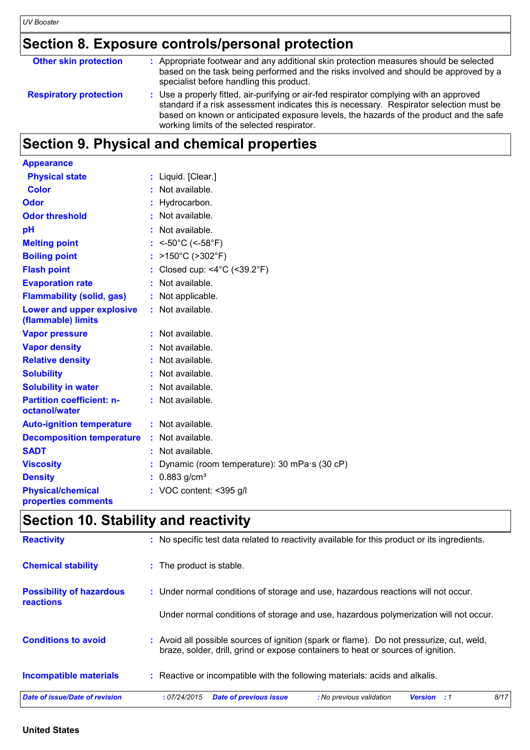## Section 8. Exposure controls/personal protection

| | |
|---|---|
| **Other skin protection** | : Appropriate footwear and any additional skin protection measures should be selected based on the task being performed and the risks involved and should be approved by a specialist before handling this product. |
| **Respiratory protection** | : Use a properly fitted, air-purifying or air-fed respirator complying with an approved standard if a risk assessment indicates this is necessary. Respirator selection must be based on known or anticipated exposure levels, the hazards of the product and the safe working limits of the selected respirator. |

## Section 9. Physical and chemical properties

| | |
|---|---|
| **Appearance** | |
| **Physical state** | : Liquid. [Clear.] |
| **Color** | : Not available. |
| **Odor** | : Hydrocarbon. |
| **Odor threshold** | : Not available. |
| **pH** | : Not available. |
| **Melting point** | : <-50°C (<-58°F) |
| **Boiling point** | : >150°C (>302°F) |
| **Flash point** | : Closed cup: <4°C (<39.2°F) |
| **Evaporation rate** | : Not available. |
| **Flammability (solid, gas)** | : Not applicable. |
| **Lower and upper explosive (flammable) limits** | : Not available. |
| **Vapor pressure** | : Not available. |
| **Vapor density** | : Not available. |
| **Relative density** | : Not available. |
| **Solubility** | : Not available. |
| **Solubility in water** | : Not available. |
| **Partition coefficient: n-octanol/water** | : Not available. |
| **Auto-ignition temperature** | : Not available. |
| **Decomposition temperature** | : Not available. |
| **SADT** | : Not available. |
| **Viscosity** | : Dynamic (room temperature): 30 mPa·s (30 cP) |
| **Density** | : 0.883 g/cm³ |
| **Physical/chemical properties comments** | : VOC content: <395 g/l |

## Section 10. Stability and reactivity

| | |
|---|---|
| **Reactivity** | : No specific test data related to reactivity available for this product or its ingredients. |
| **Chemical stability** | : The product is stable. |
| **Possibility of hazardous reactions** | : Under normal conditions of storage and use, hazardous reactions will not occur.<br><br>Under normal conditions of storage and use, hazardous polymerization will not occur. |
| **Conditions to avoid** | : Avoid all possible sources of ignition (spark or flame). Do not pressurize, cut, weld, braze, solder, drill, grind or expose containers to heat or sources of ignition. |
| **Incompatible materials** | : Reactive or incompatible with the following materials: acids and alkalis. |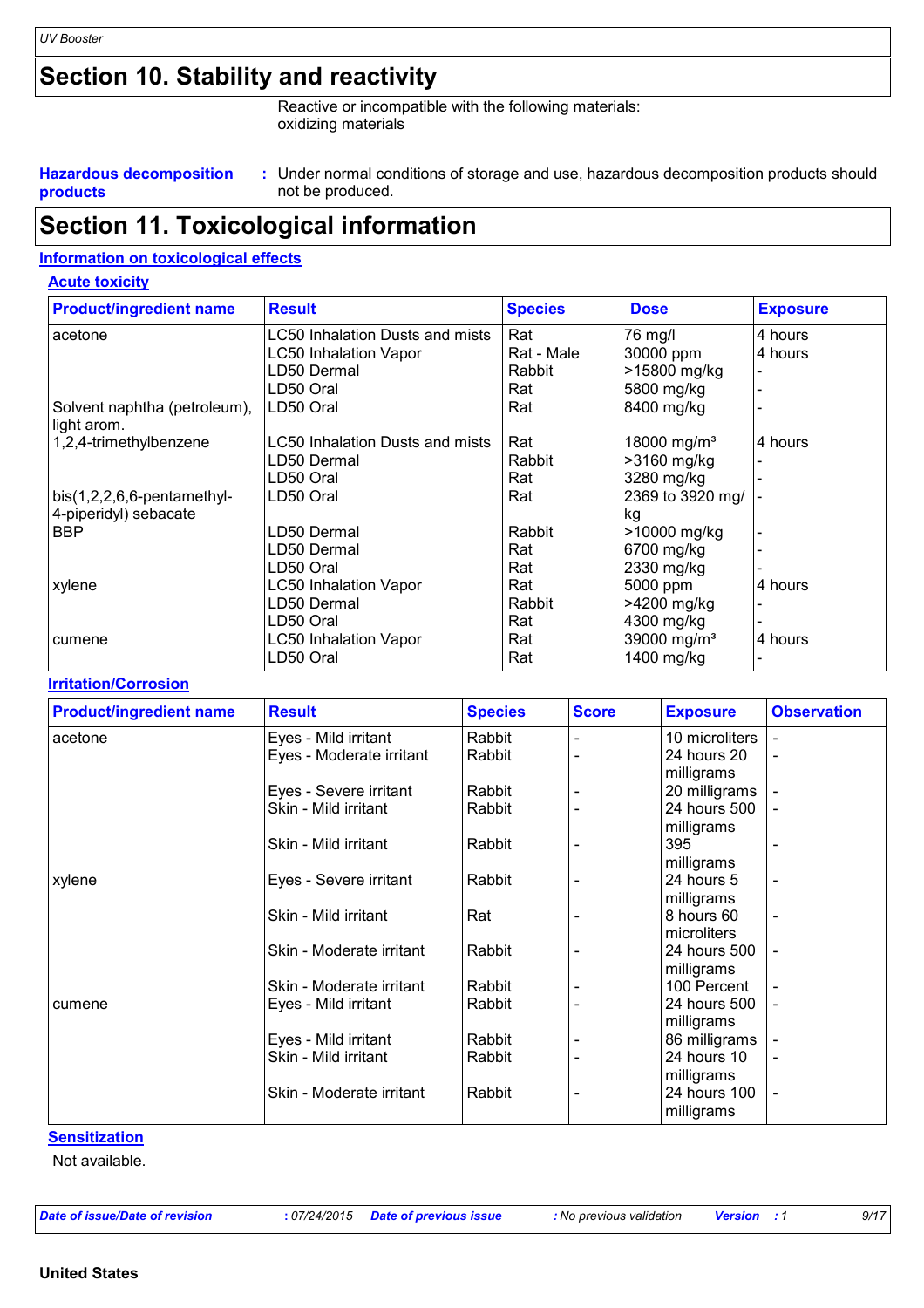# Section 10. Stability and reactivity

Reactive or incompatible with the following materials:
oxidizing materials

**Hazardous decomposition products** : Under normal conditions of storage and use, hazardous decomposition products should not be produced.

# Section 11. Toxicological information

## Information on toxicological effects

### Acute toxicity

| Product/ingredient name | Result | Species | Dose | Exposure |
|---|---|---|---|---|
| acetone | LC50 Inhalation Dusts and mists | Rat | 76 mg/l | 4 hours |
| | LC50 Inhalation Vapor | Rat - Male | 30000 ppm | 4 hours |
| | LD50 Dermal | Rabbit | >15800 mg/kg | - |
| | LD50 Oral | Rat | 5800 mg/kg | - |
| Solvent naphtha (petroleum), light arom. | LD50 Oral | Rat | 8400 mg/kg | - |
| 1,2,4-trimethylbenzene | LC50 Inhalation Dusts and mists | Rat | 18000 mg/m³ | 4 hours |
| | LD50 Dermal | Rabbit | >3160 mg/kg | - |
| | LD50 Oral | Rat | 3280 mg/kg | - |
| bis(1,2,2,6,6-pentamethyl-4-piperidyl) sebacate | LD50 Oral | Rat | 2369 to 3920 mg/kg | - |
| BBP | LD50 Dermal | Rabbit | >10000 mg/kg | - |
| | LD50 Dermal | Rat | 6700 mg/kg | - |
| | LD50 Oral | Rat | 2330 mg/kg | - |
| xylene | LC50 Inhalation Vapor | Rat | 5000 ppm | 4 hours |
| | LD50 Dermal | Rabbit | >4200 mg/kg | - |
| | LD50 Oral | Rat | 4300 mg/kg | - |
| cumene | LC50 Inhalation Vapor | Rat | 39000 mg/m³ | 4 hours |
| | LD50 Oral | Rat | 1400 mg/kg | - |

### Irritation/Corrosion

| Product/ingredient name | Result | Species | Score | Exposure | Observation |
|---|---|---|---|---|---|
| acetone | Eyes - Mild irritant | Rabbit | - | 10 microliters | - |
| | Eyes - Moderate irritant | Rabbit | - | 24 hours 20 milligrams | - |
| | Eyes - Severe irritant | Rabbit | - | 20 milligrams | - |
| | Skin - Mild irritant | Rabbit | - | 24 hours 500 milligrams | - |
| | Skin - Mild irritant | Rabbit | - | 395 milligrams | - |
| xylene | Eyes - Severe irritant | Rabbit | - | 24 hours 5 milligrams | - |
| | Skin - Mild irritant | Rat | - | 8 hours 60 microliters | - |
| | Skin - Moderate irritant | Rabbit | - | 24 hours 500 milligrams | - |
| | Skin - Moderate irritant | Rabbit | - | 100 Percent | - |
| cumene | Eyes - Mild irritant | Rabbit | - | 24 hours 500 milligrams | - |
| | Eyes - Mild irritant | Rabbit | - | 86 milligrams | - |
| | Skin - Mild irritant | Rabbit | - | 24 hours 10 milligrams | - |
| | Skin - Moderate irritant | Rabbit | - | 24 hours 100 milligrams | - |

### Sensitization

Not available.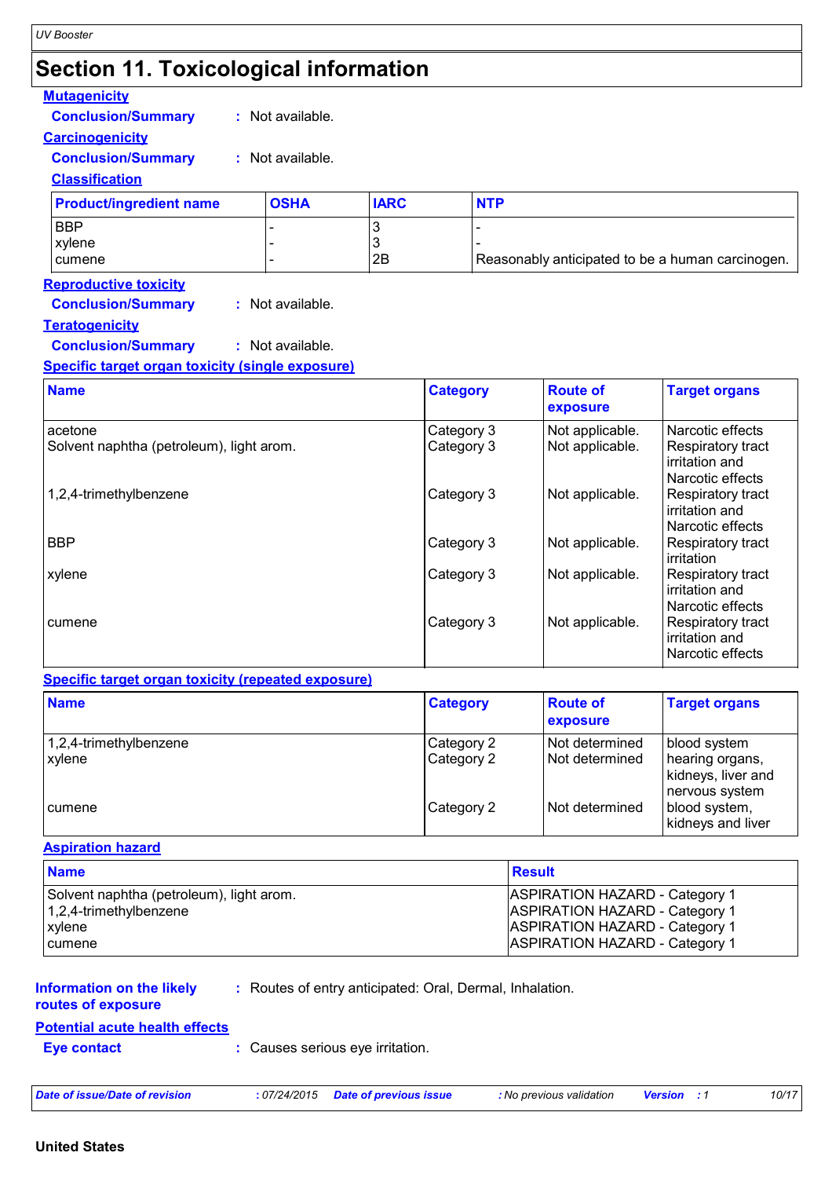## Section 11. Toxicological information

**Mutagenicity**

**Conclusion/Summary** : Not available.

**Carcinogenicity**

**Conclusion/Summary** : Not available.

**Classification**

| Product/ingredient name | OSHA | IARC | NTP |
|---|---|---|---|
| BBP | - | 3 | - |
| xylene | - | 3 | - |
| cumene | - | 2B | Reasonably anticipated to be a human carcinogen. |

**Reproductive toxicity**

**Conclusion/Summary** : Not available.

**Teratogenicity**

**Conclusion/Summary** : Not available.

**Specific target organ toxicity (single exposure)**

| Name | Category | Route of exposure | Target organs |
|---|---|---|---|
| acetone | Category 3 | Not applicable. | Narcotic effects |
| Solvent naphtha (petroleum), light arom. | Category 3 | Not applicable. | Respiratory tract irritation and Narcotic effects |
| 1,2,4-trimethylbenzene | Category 3 | Not applicable. | Respiratory tract irritation and Narcotic effects |
| BBP | Category 3 | Not applicable. | Respiratory tract irritation |
| xylene | Category 3 | Not applicable. | Respiratory tract irritation and Narcotic effects |
| cumene | Category 3 | Not applicable. | Respiratory tract irritation and Narcotic effects |

**Specific target organ toxicity (repeated exposure)**

| Name | Category | Route of exposure | Target organs |
|---|---|---|---|
| 1,2,4-trimethylbenzene | Category 2 | Not determined | blood system |
| xylene | Category 2 | Not determined | hearing organs, kidneys, liver and nervous system |
| cumene | Category 2 | Not determined | blood system, kidneys and liver |

**Aspiration hazard**

| Name | Result |
|---|---|
| Solvent naphtha (petroleum), light arom. | ASPIRATION HAZARD - Category 1 |
| 1,2,4-trimethylbenzene | ASPIRATION HAZARD - Category 1 |
| xylene | ASPIRATION HAZARD - Category 1 |
| cumene | ASPIRATION HAZARD - Category 1 |

**Information on the likely routes of exposure** : Routes of entry anticipated: Oral, Dermal, Inhalation.

**Potential acute health effects**

**Eye contact** : Causes serious eye irritation.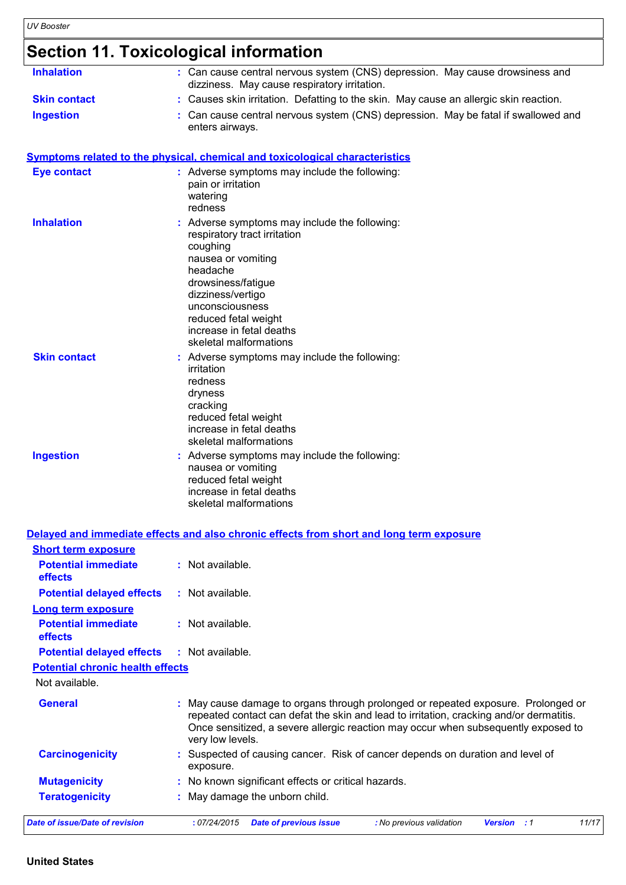## Section 11. Toxicological information

**Inhalation** : Can cause central nervous system (CNS) depression. May cause drowsiness and dizziness. May cause respiratory irritation.

**Skin contact** : Causes skin irritation. Defatting to the skin. May cause an allergic skin reaction.

**Ingestion** : Can cause central nervous system (CNS) depression. May be fatal if swallowed and enters airways.

### Symptoms related to the physical, chemical and toxicological characteristics

**Eye contact** : Adverse symptoms may include the following:
pain or irritation
watering
redness

**Inhalation** : Adverse symptoms may include the following:
respiratory tract irritation
coughing
nausea or vomiting
headache
drowsiness/fatigue
dizziness/vertigo
unconsciousness
reduced fetal weight
increase in fetal deaths
skeletal malformations

**Skin contact** : Adverse symptoms may include the following:
irritation
redness
dryness
cracking
reduced fetal weight
increase in fetal deaths
skeletal malformations

**Ingestion** : Adverse symptoms may include the following:
nausea or vomiting
reduced fetal weight
increase in fetal deaths
skeletal malformations

### Delayed and immediate effects and also chronic effects from short and long term exposure

#### Short term exposure

**Potential immediate effects** : Not available.

**Potential delayed effects** : Not available.

#### Long term exposure

**Potential immediate effects** : Not available.

**Potential delayed effects** : Not available.

#### Potential chronic health effects

Not available.

**General** : May cause damage to organs through prolonged or repeated exposure. Prolonged or repeated contact can defat the skin and lead to irritation, cracking and/or dermatitis. Once sensitized, a severe allergic reaction may occur when subsequently exposed to very low levels.

**Carcinogenicity** : Suspected of causing cancer. Risk of cancer depends on duration and level of exposure.

**Mutagenicity** : No known significant effects or critical hazards.

**Teratogenicity** : May damage the unborn child.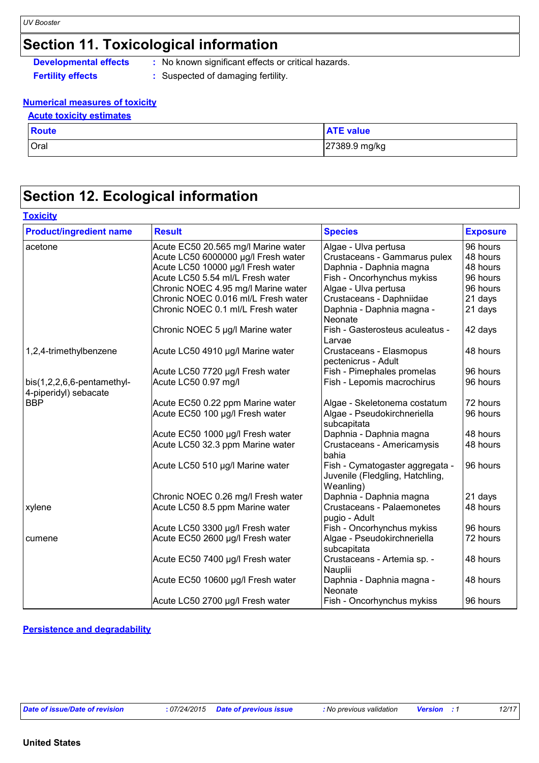## Section 11. Toxicological information

**Developmental effects** : No known significant effects or critical hazards.

**Fertility effects** : Suspected of damaging fertility.

### Numerical measures of toxicity

#### Acute toxicity estimates

| Route | ATE value |
|---|---|
| Oral | 27389.9 mg/kg |

## Section 12. Ecological information

### Toxicity

| Product/ingredient name | Result | Species | Exposure |
|---|---|---|---|
| acetone | Acute EC50 20.565 mg/l Marine water | Algae - Ulva pertusa | 96 hours |
| | Acute LC50 6000000 µg/l Fresh water | Crustaceans - Gammarus pulex | 48 hours |
| | Acute LC50 10000 µg/l Fresh water | Daphnia - Daphnia magna | 48 hours |
| | Acute LC50 5.54 ml/L Fresh water | Fish - Oncorhynchus mykiss | 96 hours |
| | Chronic NOEC 4.95 mg/l Marine water | Algae - Ulva pertusa | 96 hours |
| | Chronic NOEC 0.016 ml/L Fresh water | Crustaceans - Daphniidae | 21 days |
| | Chronic NOEC 0.1 ml/L Fresh water | Daphnia - Daphnia magna - Neonate | 21 days |
| | Chronic NOEC 5 µg/l Marine water | Fish - Gasterosteus aculeatus - Larvae | 42 days |
| 1,2,4-trimethylbenzene | Acute LC50 4910 µg/l Marine water | Crustaceans - Elasmopus pectenicrus - Adult | 48 hours |
| | Acute LC50 7720 µg/l Fresh water | Fish - Pimephales promelas | 96 hours |
| bis(1,2,2,6,6-pentamethyl-4-piperidyl) sebacate | Acute LC50 0.97 mg/l | Fish - Lepomis macrochirus | 96 hours |
| BBP | Acute EC50 0.22 ppm Marine water | Algae - Skeletonema costatum | 72 hours |
| | Acute EC50 100 µg/l Fresh water | Algae - Pseudokirchneriella subcapitata | 96 hours |
| | Acute EC50 1000 µg/l Fresh water | Daphnia - Daphnia magna | 48 hours |
| | Acute LC50 32.3 ppm Marine water | Crustaceans - Americamysis bahia | 48 hours |
| | Acute LC50 510 µg/l Marine water | Fish - Cymatogaster aggregata - Juvenile (Fledgling, Hatchling, Weanling) | 96 hours |
| | Chronic NOEC 0.26 mg/l Fresh water | Daphnia - Daphnia magna | 21 days |
| xylene | Acute LC50 8.5 ppm Marine water | Crustaceans - Palaemonetes pugio - Adult | 48 hours |
| | Acute LC50 3300 µg/l Fresh water | Fish - Oncorhynchus mykiss | 96 hours |
| cumene | Acute EC50 2600 µg/l Fresh water | Algae - Pseudokirchneriella subcapitata | 72 hours |
| | Acute EC50 7400 µg/l Fresh water | Crustaceans - Artemia sp. - Nauplii | 48 hours |
| | Acute EC50 10600 µg/l Fresh water | Daphnia - Daphnia magna - Neonate | 48 hours |
| | Acute LC50 2700 µg/l Fresh water | Fish - Oncorhynchus mykiss | 96 hours |

### Persistence and degradability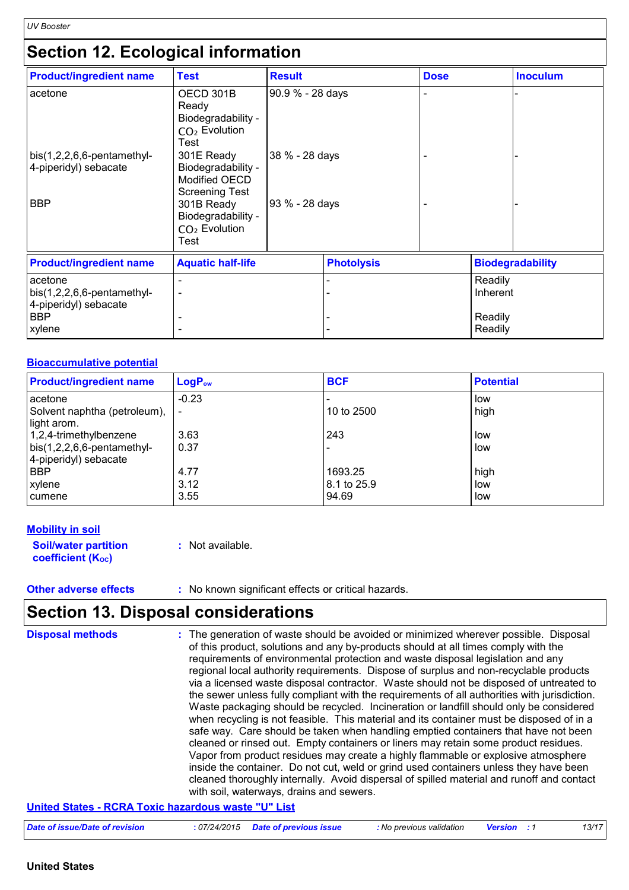## Section 12. Ecological information

| Product/ingredient name | Test | Result | Dose | Inoculum |
| --- | --- | --- | --- | --- |
| acetone | OECD 301B Ready Biodegradability - $CO_2$ Evolution Test | 90.9 % - 28 days | - | - |
| bis(1,2,2,6,6-pentamethyl-4-piperidyl) sebacate | 301E Ready Biodegradability - Modified OECD Screening Test | 38 % - 28 days | - | - |
| BBP | 301B Ready Biodegradability - $CO_2$ Evolution Test | 93 % - 28 days | - | - |

| Product/ingredient name | Aquatic half-life | Photolysis | Biodegradability |
| --- | --- | --- | --- |
| acetone | - | - | Readily |
| bis(1,2,2,6,6-pentamethyl-4-piperidyl) sebacate | - | - | Inherent |
| BBP | - | - | Readily |
| xylene | - | - | Readily |

### Bioaccumulative potential

| Product/ingredient name | $LogP_{ow}$ | BCF | Potential |
| --- | --- | --- | --- |
| acetone | -0.23 | - | low |
| Solvent naphtha (petroleum), light arom. | - | 10 to 2500 | high |
| 1,2,4-trimethylbenzene | 3.63 | 243 | low |
| bis(1,2,2,6,6-pentamethyl-4-piperidyl) sebacate | 0.37 | - | low |
| BBP | 4.77 | 1693.25 | high |
| xylene | 3.12 | 8.1 to 25.9 | low |
| cumene | 3.55 | 94.69 | low |

### Mobility in soil

**Soil/water partition coefficient ($K_{OC}$)** : Not available.

**Other adverse effects** : No known significant effects or critical hazards.

## Section 13. Disposal considerations

**Disposal methods** : The generation of waste should be avoided or minimized wherever possible. Disposal of this product, solutions and any by-products should at all times comply with the requirements of environmental protection and waste disposal legislation and any regional local authority requirements. Dispose of surplus and non-recyclable products via a licensed waste disposal contractor. Waste should not be disposed of untreated to the sewer unless fully compliant with the requirements of all authorities with jurisdiction. Waste packaging should be recycled. Incineration or landfill should only be considered when recycling is not feasible. This material and its container must be disposed of in a safe way. Care should be taken when handling emptied containers that have not been cleaned or rinsed out. Empty containers or liners may retain some product residues. Vapor from product residues may create a highly flammable or explosive atmosphere inside the container. Do not cut, weld or grind used containers unless they have been cleaned thoroughly internally. Avoid dispersal of spilled material and runoff and contact with soil, waterways, drains and sewers.

### United States - RCRA Toxic hazardous waste "U" List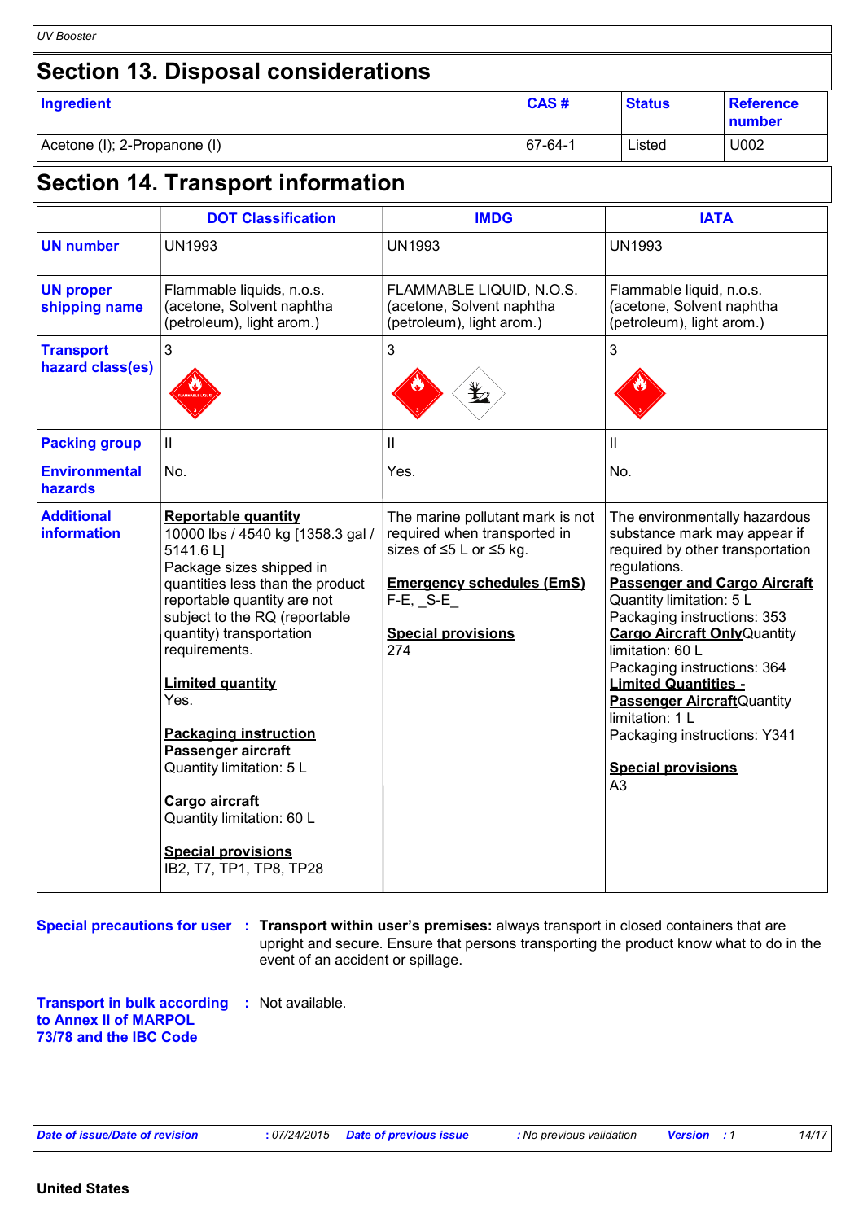## Section 13. Disposal considerations

| Ingredient | CAS # | Status | Reference number |
|---|---|---|---|
| Acetone (I); 2-Propanone (I) | 67-64-1 | Listed | U002 |

## Section 14. Transport information

| | DOT Classification | IMDG | IATA |
|---|---|---|---|
| **UN number** | UN1993 | UN1993 | UN1993 |
| **UN proper shipping name** | Flammable liquids, n.o.s. (acetone, Solvent naphtha (petroleum), light arom.) | FLAMMABLE LIQUID, N.O.S. (acetone, Solvent naphtha (petroleum), light arom.) | Flammable liquid, n.o.s. (acetone, Solvent naphtha (petroleum), light arom.) |
| **Transport hazard class(es)** | 3 | 3 | 3 |
| **Packing group** | II | II | II |
| **Environmental hazards** | No. | Yes. | No. |
| **Additional information** | **Reportable quantity** 10000 lbs / 4540 kg [1358.3 gal / 5141.6 L] Package sizes shipped in quantities less than the product reportable quantity are not subject to the RQ (reportable quantity) transportation requirements. **Limited quantity** Yes. **Packaging instruction** **Passenger aircraft** Quantity limitation: 5 L **Cargo aircraft** Quantity limitation: 60 L **Special provisions** IB2, T7, TP1, TP8, TP28 | The marine pollutant mark is not required when transported in sizes of ≤5 L or ≤5 kg. **Emergency schedules (EmS)** F-E, _S-E_ **Special provisions** 274 | The environmentally hazardous substance mark may appear if required by other transportation regulations. **Passenger and Cargo Aircraft** Quantity limitation: 5 L Packaging instructions: 353 **Cargo Aircraft Only** Quantity limitation: 60 L Packaging instructions: 364 **Limited Quantities - Passenger Aircraft** Quantity limitation: 1 L Packaging instructions: Y341 **Special provisions** A3 |

**Special precautions for user** : **Transport within user's premises:** always transport in closed containers that are upright and secure. Ensure that persons transporting the product know what to do in the event of an accident or spillage.

**Transport in bulk according to Annex II of MARPOL 73/78 and the IBC Code** : Not available.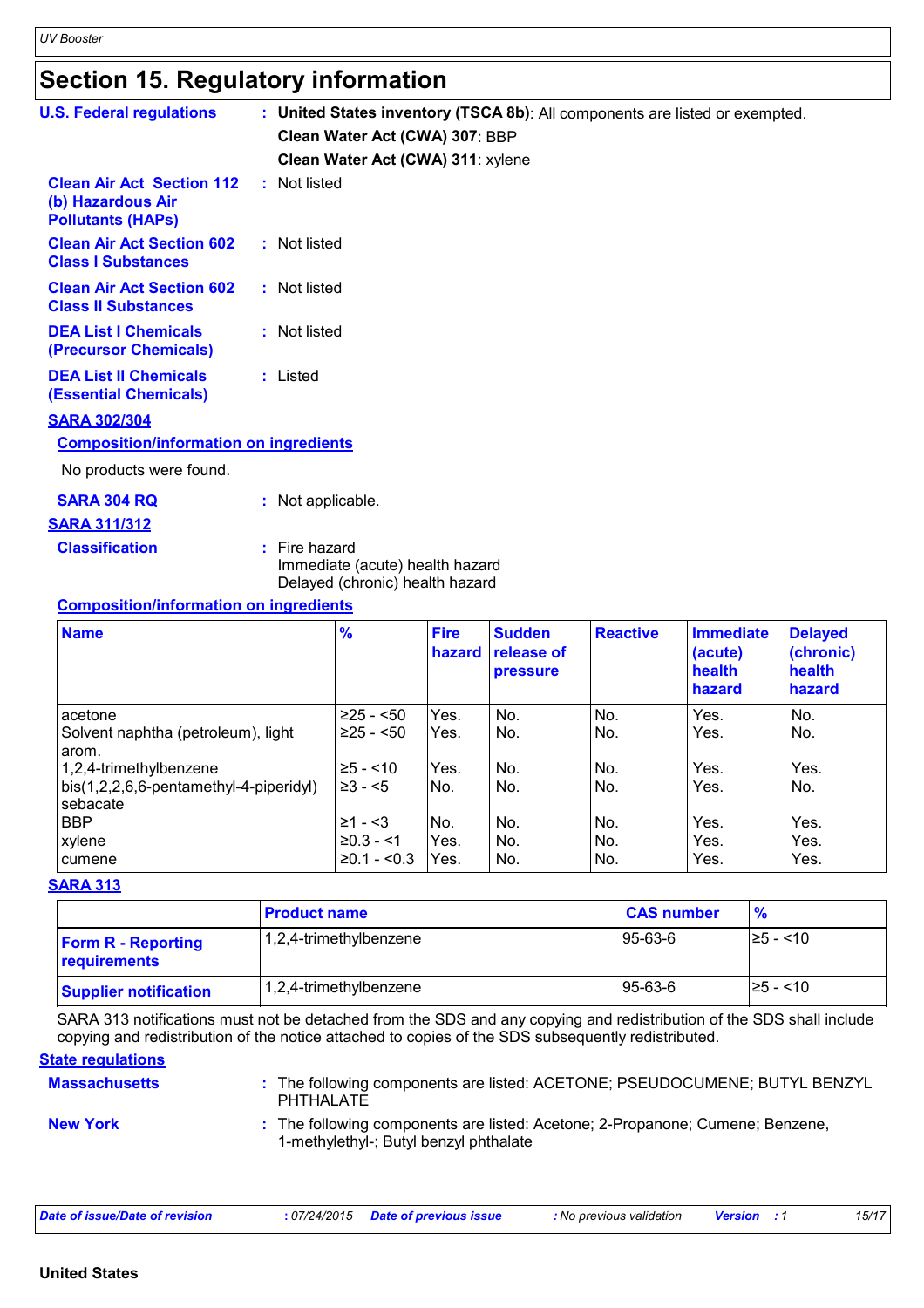# Section 15. Regulatory information

**U.S. Federal regulations** : **United States inventory (TSCA 8b)**: All components are listed or exempted.

**Clean Water Act (CWA) 307**: BBP

**Clean Water Act (CWA) 311**: xylene

**Clean Air Act Section 112 (b) Hazardous Air Pollutants (HAPs)** : Not listed

**Clean Air Act Section 602 Class I Substances** : Not listed

**Clean Air Act Section 602 Class II Substances** : Not listed

**DEA List I Chemicals (Precursor Chemicals)** : Not listed

**DEA List II Chemicals (Essential Chemicals)** : Listed

## SARA 302/304

### Composition/information on ingredients

No products were found.

**SARA 304 RQ** : Not applicable.

## SARA 311/312

**Classification** : Fire hazard
Immediate (acute) health hazard
Delayed (chronic) health hazard

### Composition/information on ingredients

| Name | % | Fire hazard | Sudden release of pressure | Reactive | Immediate (acute) health hazard | Delayed (chronic) health hazard |
|---|---|---|---|---|---|---|
| acetone | ≥25 - <50 | Yes. | No. | No. | Yes. | No. |
| Solvent naphtha (petroleum), light arom. | ≥25 - <50 | Yes. | No. | No. | Yes. | No. |
| 1,2,4-trimethylbenzene | ≥5 - <10 | Yes. | No. | No. | Yes. | Yes. |
| bis(1,2,2,6,6-pentamethyl-4-piperidyl) sebacate | ≥3 - <5 | No. | No. | No. | Yes. | No. |
| BBP | ≥1 - <3 | No. | No. | No. | Yes. | Yes. |
| xylene | ≥0.3 - <1 | Yes. | No. | No. | Yes. | Yes. |
| cumene | ≥0.1 - <0.3 | Yes. | No. | No. | Yes. | Yes. |

## SARA 313

| | Product name | CAS number | % |
|---|---|---|---|
| **Form R - Reporting requirements** | 1,2,4-trimethylbenzene | 95-63-6 | ≥5 - <10 |
| **Supplier notification** | 1,2,4-trimethylbenzene | 95-63-6 | ≥5 - <10 |

SARA 313 notifications must not be detached from the SDS and any copying and redistribution of the SDS shall include copying and redistribution of the notice attached to copies of the SDS subsequently redistributed.

## State regulations

**Massachusetts** : The following components are listed: ACETONE; PSEUDOCUMENE; BUTYL BENZYL PHTHALATE

**New York** : The following components are listed: Acetone; 2-Propanone; Cumene; Benzene, 1-methylethyl-; Butyl benzyl phthalate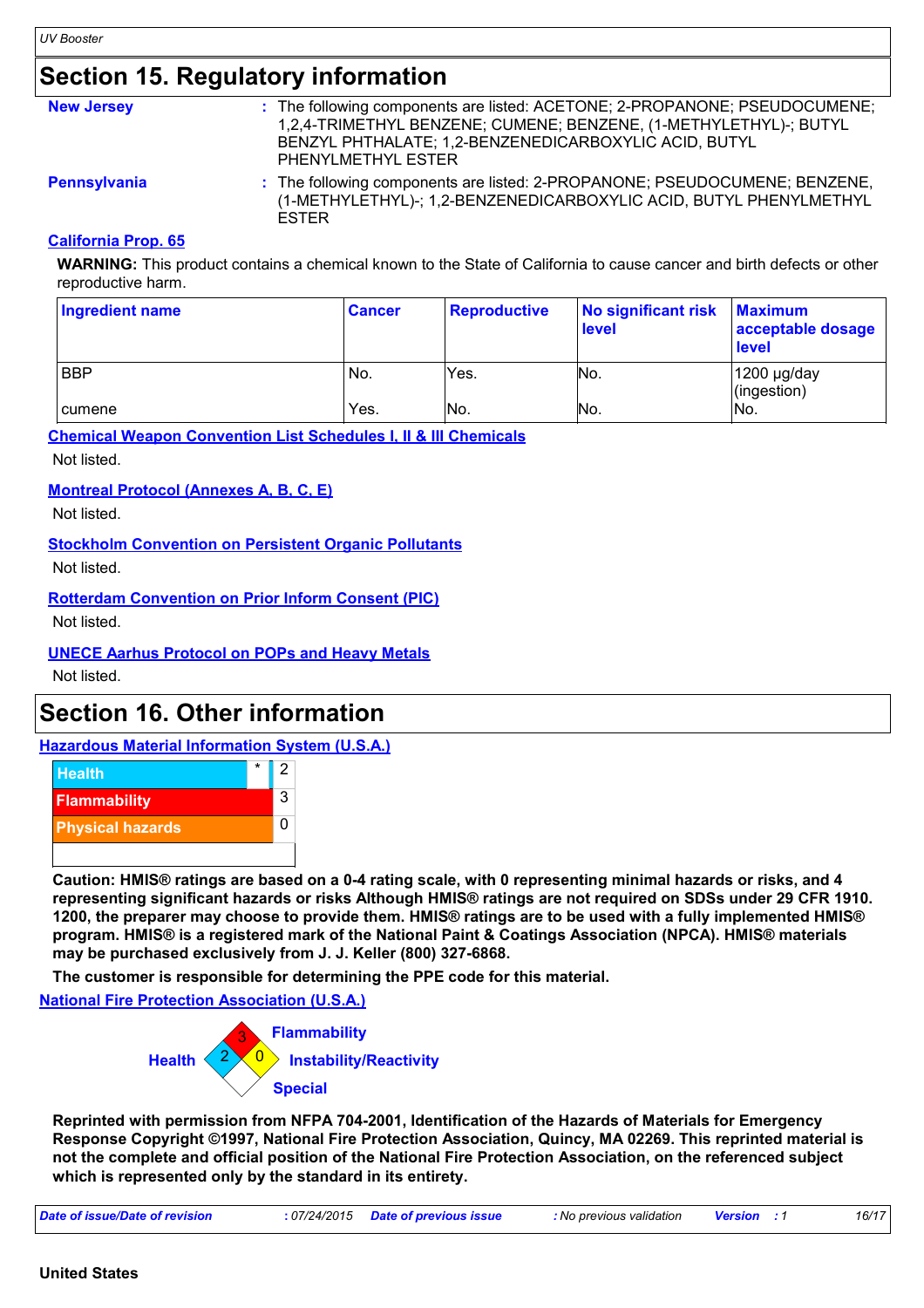## Section 15. Regulatory information

**New Jersey** : The following components are listed: ACETONE; 2-PROPANONE; PSEUDOCUMENE; 1,2,4-TRIMETHYL BENZENE; CUMENE; BENZENE, (1-METHYLETHYL)-; BUTYL BENZYL PHTHALATE; 1,2-BENZENEDICARBOXYLIC ACID, BUTYL PHENYLMETHYL ESTER

**Pennsylvania** : The following components are listed: 2-PROPANONE; PSEUDOCUMENE; BENZENE, (1-METHYLETHYL)-; 1,2-BENZENEDICARBOXYLIC ACID, BUTYL PHENYLMETHYL ESTER

**California Prop. 65**

**WARNING:** This product contains a chemical known to the State of California to cause cancer and birth defects or other reproductive harm.

| Ingredient name | Cancer | Reproductive | No significant risk level | Maximum acceptable dosage level |
|---|---|---|---|---|
| BBP | No. | Yes. | No. | 1200 µg/day (ingestion) |
| cumene | Yes. | No. | No. | No. |

**Chemical Weapon Convention List Schedules I, II & III Chemicals**

Not listed.

**Montreal Protocol (Annexes A, B, C, E)**

Not listed.

**Stockholm Convention on Persistent Organic Pollutants**

Not listed.

**Rotterdam Convention on Prior Inform Consent (PIC)**

Not listed.

**UNECE Aarhus Protocol on POPs and Heavy Metals**

Not listed.

## Section 16. Other information

**Hazardous Material Information System (U.S.A.)**

| | |
|---|---|
| Health * | 2 |
| Flammability | 3 |
| Physical hazards | 0 |

**Caution: HMIS® ratings are based on a 0-4 rating scale, with 0 representing minimal hazards or risks, and 4 representing significant hazards or risks Although HMIS® ratings are not required on SDSs under 29 CFR 1910. 1200, the preparer may choose to provide them. HMIS® ratings are to be used with a fully implemented HMIS® program. HMIS® is a registered mark of the National Paint & Coatings Association (NPCA). HMIS® materials may be purchased exclusively from J. J. Keller (800) 327-6868.**

**The customer is responsible for determining the PPE code for this material.**

**National Fire Protection Association (U.S.A.)**

Flammability: 3
Health: 2
Instability/Reactivity: 0
Special

**Reprinted with permission from NFPA 704-2001, Identification of the Hazards of Materials for Emergency Response Copyright ©1997, National Fire Protection Association, Quincy, MA 02269. This reprinted material is not the complete and official position of the National Fire Protection Association, on the referenced subject which is represented only by the standard in its entirety.**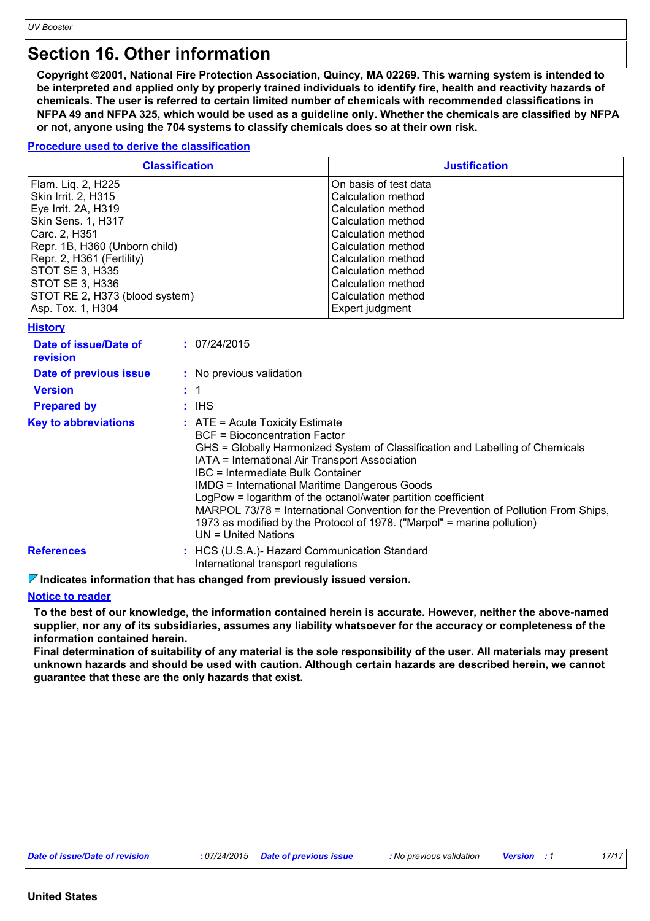# Section 16. Other information

**Copyright ©2001, National Fire Protection Association, Quincy, MA 02269. This warning system is intended to be interpreted and applied only by properly trained individuals to identify fire, health and reactivity hazards of chemicals. The user is referred to certain limited number of chemicals with recommended classifications in NFPA 49 and NFPA 325, which would be used as a guideline only. Whether the chemicals are classified by NFPA or not, anyone using the 704 systems to classify chemicals does so at their own risk.**

**Procedure used to derive the classification**

| Classification | Justification |
|---|---|
| Flam. Liq. 2, H225 | On basis of test data |
| Skin Irrit. 2, H315 | Calculation method |
| Eye Irrit. 2A, H319 | Calculation method |
| Skin Sens. 1, H317 | Calculation method |
| Carc. 2, H351 | Calculation method |
| Repr. 1B, H360 (Unborn child) | Calculation method |
| Repr. 2, H361 (Fertility) | Calculation method |
| STOT SE 3, H335 | Calculation method |
| STOT SE 3, H336 | Calculation method |
| STOT RE 2, H373 (blood system) | Calculation method |
| Asp. Tox. 1, H304 | Expert judgment |

**History**

**Date of issue/Date of revision** : 07/24/2015

**Date of previous issue** : No previous validation

**Version** : 1

**Prepared by** : IHS

**Key to abbreviations** : ATE = Acute Toxicity Estimate
BCF = Bioconcentration Factor
GHS = Globally Harmonized System of Classification and Labelling of Chemicals
IATA = International Air Transport Association
IBC = Intermediate Bulk Container
IMDG = International Maritime Dangerous Goods
LogPow = logarithm of the octanol/water partition coefficient
MARPOL 73/78 = International Convention for the Prevention of Pollution From Ships, 1973 as modified by the Protocol of 1978. ("Marpol" = marine pollution)
UN = United Nations

**References** : HCS (U.S.A.)- Hazard Communication Standard
International transport regulations

**Indicates information that has changed from previously issued version.**

**Notice to reader**

**To the best of our knowledge, the information contained herein is accurate. However, neither the above-named supplier, nor any of its subsidiaries, assumes any liability whatsoever for the accuracy or completeness of the information contained herein.**
**Final determination of suitability of any material is the sole responsibility of the user. All materials may present unknown hazards and should be used with caution. Although certain hazards are described herein, we cannot guarantee that these are the only hazards that exist.**